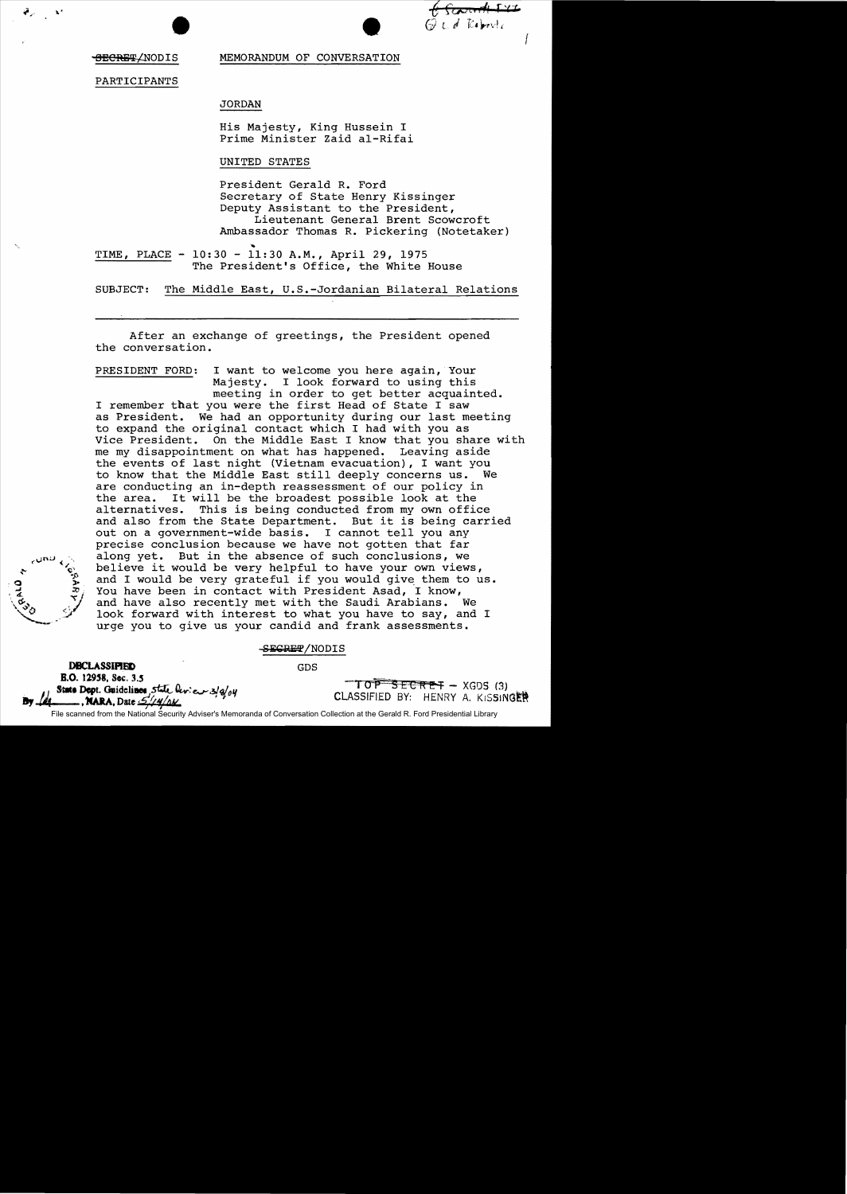~~SECRET~~/NODIS MEMORANDUM OF CONVERSATION

PARTICIPANTS

JORDAN

His Majesty, King Hussein I
Prime Minister Zaid al-Rifai

UNITED STATES

President Gerald R. Ford
Secretary of State Henry Kissinger
Deputy Assistant to the President,
Lieutenant General Brent Scowcroft
Ambassador Thomas R. Pickering (Notetaker)

TIME, PLACE - 10:30 - 11:30 A.M., April 29, 1975
The President's Office, the White House

SUBJECT: The Middle East, U.S.-Jordanian Bilateral Relations

---

After an exchange of greetings, the President opened the conversation.

PRESIDENT FORD: I want to welcome you here again, Your Majesty. I look forward to using this meeting in order to get better acquainted. I remember that you were the first Head of State I saw as President. We had an opportunity during our last meeting to expand the original contact which I had with you as Vice President. On the Middle East I know that you share with me my disappointment on what has happened. Leaving aside the events of last night (Vietnam evacuation), I want you to know that the Middle East still deeply concerns us. We are conducting an in-depth reassessment of our policy in the area. It will be the broadest possible look at the alternatives. This is being conducted from my own office and also from the State Department. But it is being carried out on a government-wide basis. I cannot tell you any precise conclusion because we have not gotten that far along yet. But in the absence of such conclusions, we believe it would be very helpful to have your own views, and I would be very grateful if you would give them to us. You have been in contact with President Asad, I know, and have also recently met with the Saudi Arabians. We look forward with interest to what you have to say, and I urge you to give us your candid and frank assessments.

~~SECRET~~/NODIS

GDS

DECLASSIFIED
E.O. 12958, Sec. 3.5
State Dept. Guidelines, State Review 3/9/04
By __, NARA, Date 5/14/04

~~TOP SECRET~~ – XGDS (3)
CLASSIFIED BY: HENRY A. KISSINGER

File scanned from the National Security Adviser's Memoranda of Conversation Collection at the Gerald R. Ford Presidential Library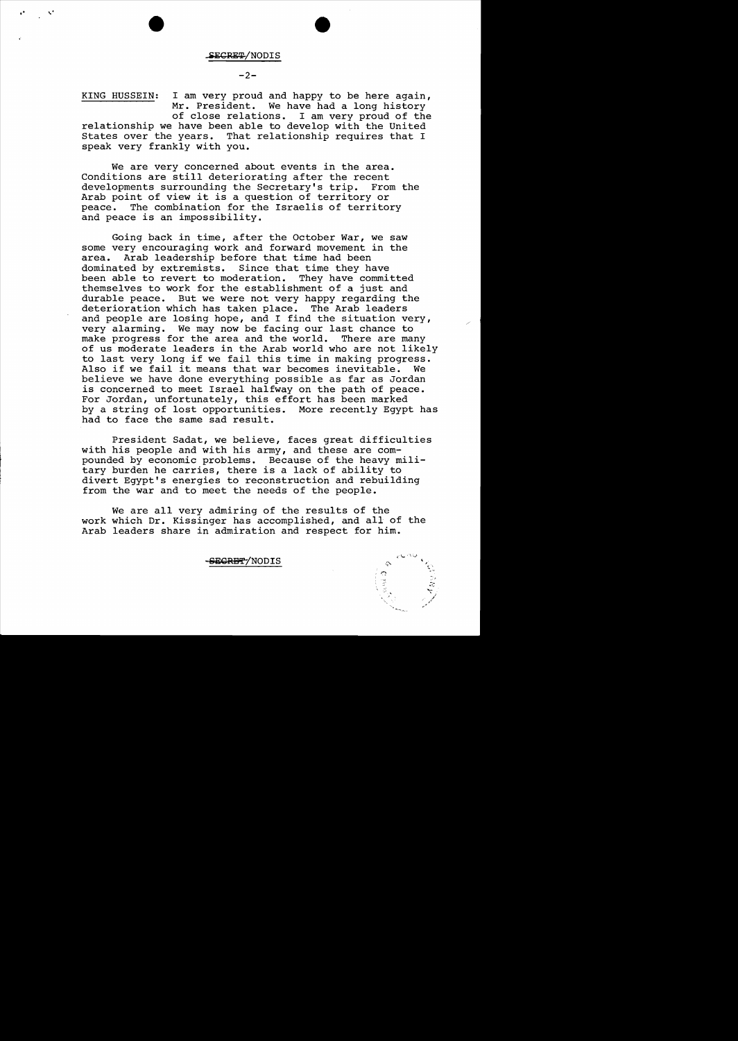KING HUSSEIN: I am very proud and happy to be here again, Mr. President. We have had a long history of close relations. I am very proud of the relationship we have been able to develop with the United States over the years. That relationship requires that I speak very frankly with you.

We are very concerned about events in the area. Conditions are still deteriorating after the recent developments surrounding the Secretary's trip. From the Arab point of view it is a question of territory or peace. The combination for the Israelis of territory and peace is an impossibility.

Going back in time, after the October War, we saw some very encouraging work and forward movement in the area. Arab leadership before that time had been dominated by extremists. Since that time they have been able to revert to moderation. They have committed themselves to work for the establishment of a just and durable peace. But we were not very happy regarding the deterioration which has taken place. The Arab leaders and people are losing hope, and I find the situation very, very alarming. We may now be facing our last chance to make progress for the area and the world. There are many of us moderate leaders in the Arab world who are not likely to last very long if we fail this time in making progress. Also if we fail it means that war becomes inevitable. We believe we have done everything possible as far as Jordan is concerned to meet Israel halfway on the path of peace. For Jordan, unfortunately, this effort has been marked by a string of lost opportunities. More recently Egypt has had to face the same sad result.

President Sadat, we believe, faces great difficulties with his people and with his army, and these are compounded by economic problems. Because of the heavy military burden he carries, there is a lack of ability to divert Egypt's energies to reconstruction and rebuilding from the war and to meet the needs of the people.

We are all very admiring of the results of the work which Dr. Kissinger has accomplished, and all of the Arab leaders share in admiration and respect for him.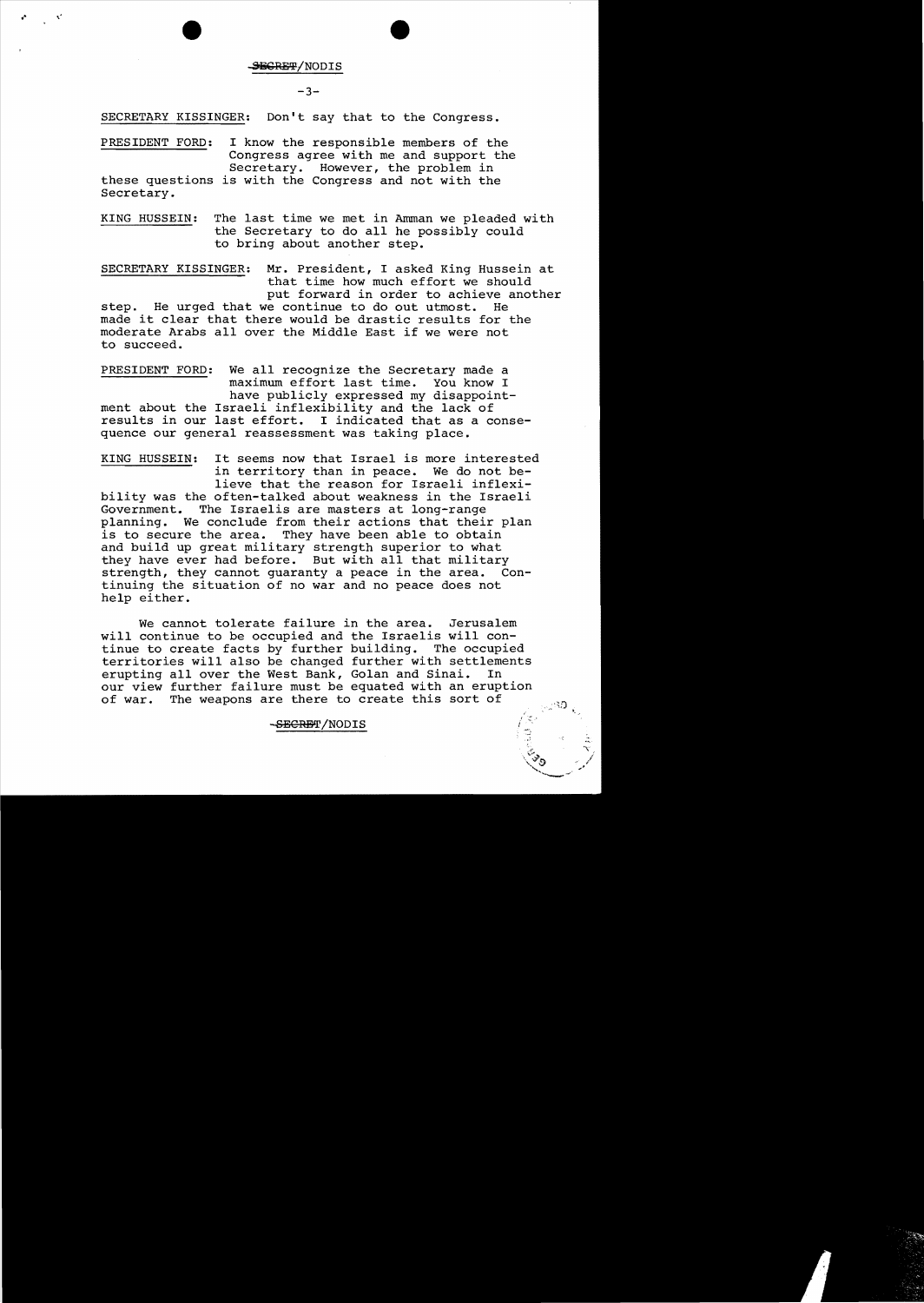SECRET/NODIS

SECRETARY KISSINGER: Don't say that to the Congress.

PRESIDENT FORD: I know the responsible members of the Congress agree with me and support the Secretary. However, the problem in these questions is with the Congress and not with the Secretary.

KING HUSSEIN: The last time we met in Amman we pleaded with the Secretary to do all he possibly could to bring about another step.

SECRETARY KISSINGER: Mr. President, I asked King Hussein at that time how much effort we should put forward in order to achieve another step. He urged that we continue to do out utmost. He made it clear that there would be drastic results for the moderate Arabs all over the Middle East if we were not to succeed.

PRESIDENT FORD: We all recognize the Secretary made a maximum effort last time. You know I have publicly expressed my disappointment about the Israeli inflexibility and the lack of results in our last effort. I indicated that as a consequence our general reassessment was taking place.

KING HUSSEIN: It seems now that Israel is more interested in territory than in peace. We do not believe that the reason for Israeli inflexibility was the often-talked about weakness in the Israeli Government. The Israelis are masters at long-range planning. We conclude from their actions that their plan is to secure the area. They have been able to obtain and build up great military strength superior to what they have ever had before. But with all that military strength, they cannot guaranty a peace in the area. Continuing the situation of no war and no peace does not help either.

We cannot tolerate failure in the area. Jerusalem will continue to be occupied and the Israelis will continue to create facts by further building. The occupied territories will also be changed further with settlements erupting all over the West Bank, Golan and Sinai. In our view further failure must be equated with an eruption of war. The weapons are there to create this sort of

SECRET/NODIS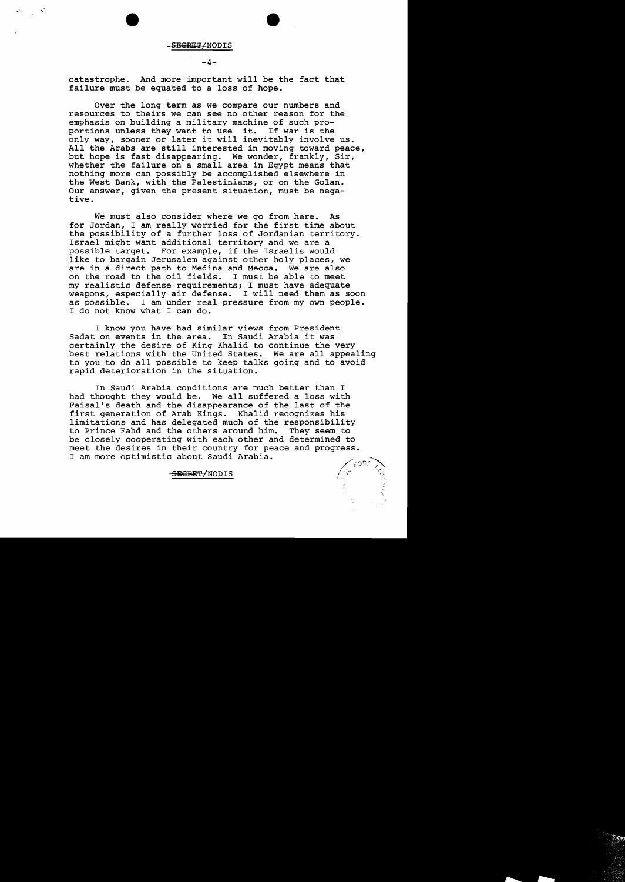catastrophe. And more important will be the fact that failure must be equated to a loss of hope.

Over the long term as we compare our numbers and resources to theirs we can see no other reason for the emphasis on building a military machine of such proportions unless they want to use it. If war is the only way, sooner or later it will inevitably involve us. All the Arabs are still interested in moving toward peace, but hope is fast disappearing. We wonder, frankly, Sir, whether the failure on a small area in Egypt means that nothing more can possibly be accomplished elsewhere in the West Bank, with the Palestinians, or on the Golan. Our answer, given the present situation, must be negative.

We must also consider where we go from here. As for Jordan, I am really worried for the first time about the possibility of a further loss of Jordanian territory. Israel might want additional territory and we are a possible target. For example, if the Israelis would like to bargain Jerusalem against other holy places, we are in a direct path to Medina and Mecca. We are also on the road to the oil fields. I must be able to meet my realistic defense requirements; I must have adequate weapons, especially air defense. I will need them as soon as possible. I am under real pressure from my own people. I do not know what I can do.

I know you have had similar views from President Sadat on events in the area. In Saudi Arabia it was certainly the desire of King Khalid to continue the very best relations with the United States. We are all appealing to you to do all possible to keep talks going and to avoid rapid deterioration in the situation.

In Saudi Arabia conditions are much better than I had thought they would be. We all suffered a loss with Faisal's death and the disappearance of the last of the first generation of Arab Kings. Khalid recognizes his limitations and has delegated much of the responsibility to Prince Fahd and the others around him. They seem to be closely cooperating with each other and determined to meet the desires in their country for peace and progress. I am more optimistic about Saudi Arabia.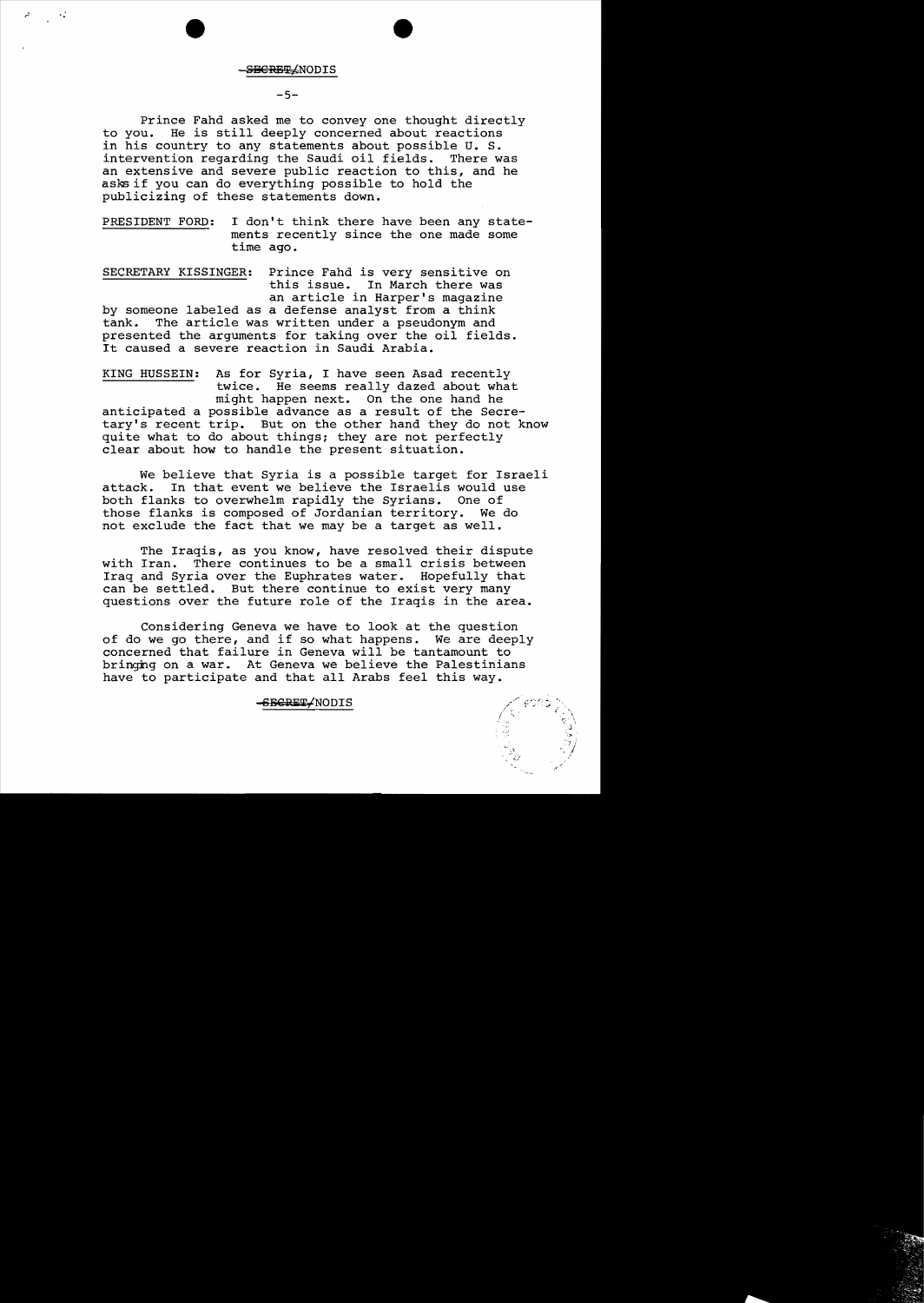SECRET/NODIS

Prince Fahd asked me to convey one thought directly to you. He is still deeply concerned about reactions in his country to any statements about possible U. S. intervention regarding the Saudi oil fields. There was an extensive and severe public reaction to this, and he asks if you can do everything possible to hold the publicizing of these statements down.

PRESIDENT FORD: I don't think there have been any statements recently since the one made some time ago.

SECRETARY KISSINGER: Prince Fahd is very sensitive on this issue. In March there was an article in Harper's magazine by someone labeled as a defense analyst from a think tank. The article was written under a pseudonym and presented the arguments for taking over the oil fields. It caused a severe reaction in Saudi Arabia.

KING HUSSEIN: As for Syria, I have seen Asad recently twice. He seems really dazed about what might happen next. On the one hand he anticipated a possible advance as a result of the Secretary's recent trip. But on the other hand they do not know quite what to do about things; they are not perfectly clear about how to handle the present situation.

We believe that Syria is a possible target for Israeli attack. In that event we believe the Israelis would use both flanks to overwhelm rapidly the Syrians. One of those flanks is composed of Jordanian territory. We do not exclude the fact that we may be a target as well.

The Iraqis, as you know, have resolved their dispute with Iran. There continues to be a small crisis between Iraq and Syria over the Euphrates water. Hopefully that can be settled. But there continue to exist very many questions over the future role of the Iraqis in the area.

Considering Geneva we have to look at the question of do we go there, and if so what happens. We are deeply concerned that failure in Geneva will be tantamount to bringing on a war. At Geneva we believe the Palestinians have to participate and that all Arabs feel this way.

SECRET/NODIS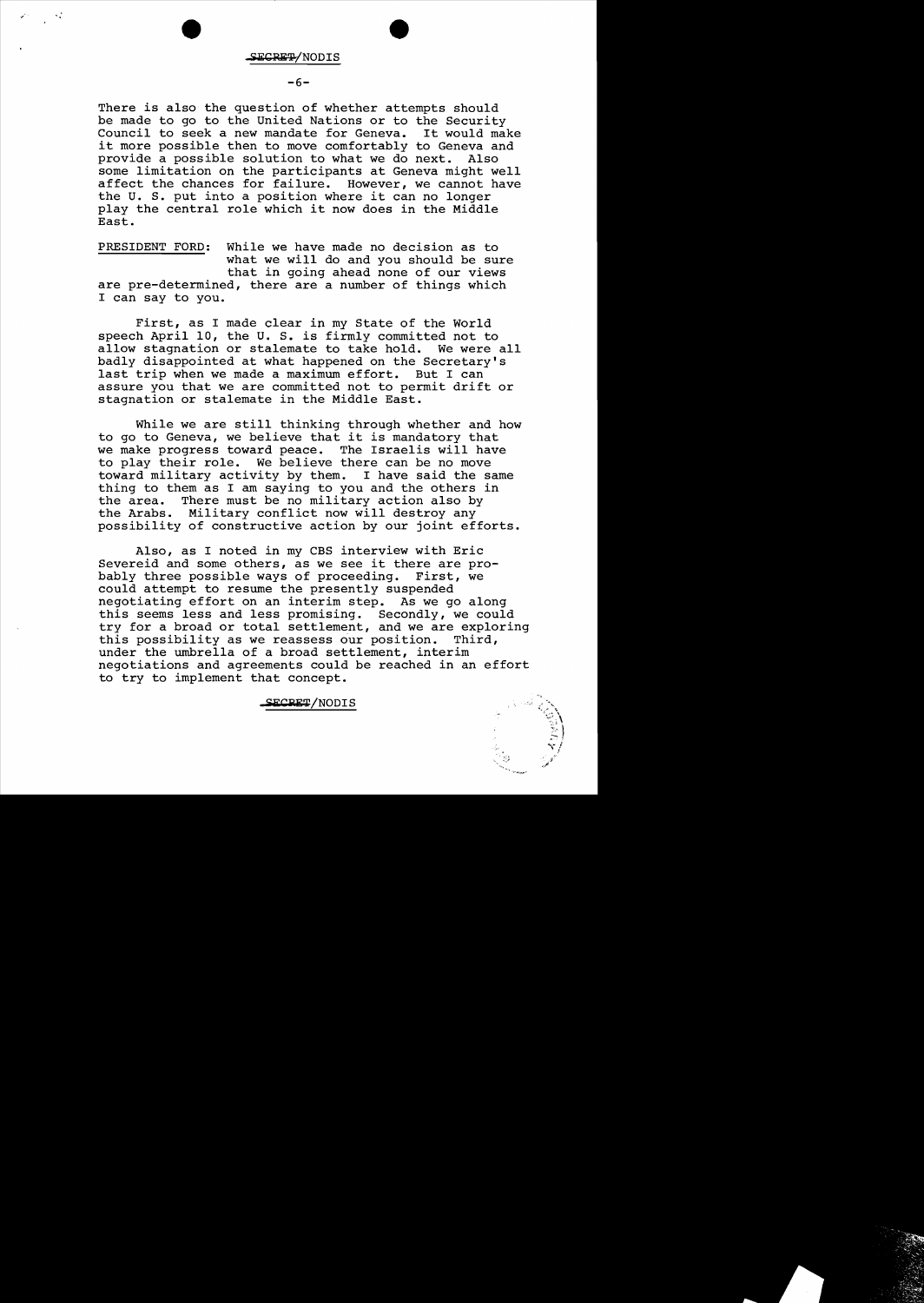SECRET/NODIS

There is also the question of whether attempts should be made to go to the United Nations or to the Security Council to seek a new mandate for Geneva. It would make it more possible then to move comfortably to Geneva and provide a possible solution to what we do next. Also some limitation on the participants at Geneva might well affect the chances for failure. However, we cannot have the U. S. put into a position where it can no longer play the central role which it now does in the Middle East.

PRESIDENT FORD: While we have made no decision as to what we will do and you should be sure that in going ahead none of our views are pre-determined, there are a number of things which I can say to you.

First, as I made clear in my State of the World speech April 10, the U. S. is firmly committed not to allow stagnation or stalemate to take hold. We were all badly disappointed at what happened on the Secretary's last trip when we made a maximum effort. But I can assure you that we are committed not to permit drift or stagnation or stalemate in the Middle East.

While we are still thinking through whether and how to go to Geneva, we believe that it is mandatory that we make progress toward peace. The Israelis will have to play their role. We believe there can be no move toward military activity by them. I have said the same thing to them as I am saying to you and the others in the area. There must be no military action also by the Arabs. Military conflict now will destroy any possibility of constructive action by our joint efforts.

Also, as I noted in my CBS interview with Eric Severeid and some others, as we see it there are probably three possible ways of proceeding. First, we could attempt to resume the presently suspended negotiating effort on an interim step. As we go along this seems less and less promising. Secondly, we could try for a broad or total settlement, and we are exploring this possibility as we reassess our position. Third, under the umbrella of a broad settlement, interim negotiations and agreements could be reached in an effort to try to implement that concept.

SECRET/NODIS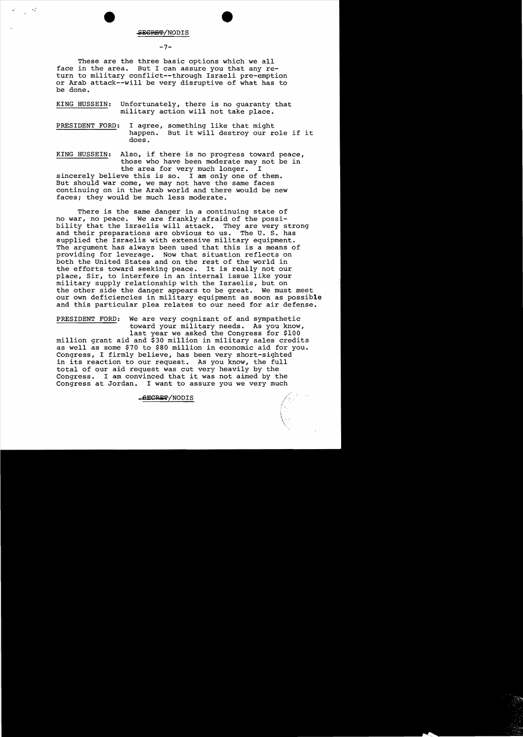These are the three basic options which we all face in the area. But I can assure you that any return to military conflict--through Israeli pre-emption or Arab attack--will be very disruptive of what has to be done.

KING HUSSEIN: Unfortunately, there is no guaranty that military action will not take place.

PRESIDENT FORD: I agree, something like that might happen. But it will destroy our role if it does.

KING HUSSEIN: Also, if there is no progress toward peace, those who have been moderate may not be in the area for very much longer. I sincerely believe this is so. I am only one of them. But should war come, we may not have the same faces continuing on in the Arab world and there would be new faces; they would be much less moderate.

There is the same danger in a continuing state of no war, no peace. We are frankly afraid of the possibility that the Israelis will attack. They are very strong and their preparations are obvious to us. The U. S. has supplied the Israelis with extensive military equipment. The argument has always been used that this is a means of providing for leverage. Now that situation reflects on both the United States and on the rest of the world in the efforts toward seeking peace. It is really not our place, Sir, to interfere in an internal issue like your military supply relationship with the Israelis, but on the other side the danger appears to be great. We must meet our own deficiencies in military equipment as soon as possible and this particular plea relates to our need for air defense.

PRESIDENT FORD: We are very cognizant of and sympathetic toward your military needs. As you know, last year we asked the Congress for $100 million grant aid and $30 million in military sales credits as well as some $70 to $80 million in economic aid for you. Congress, I firmly believe, has been very short-sighted in its reaction to our request. As you know, the full total of our aid request was cut very heavily by the Congress. I am convinced that it was not aimed by the Congress at Jordan. I want to assure you we very much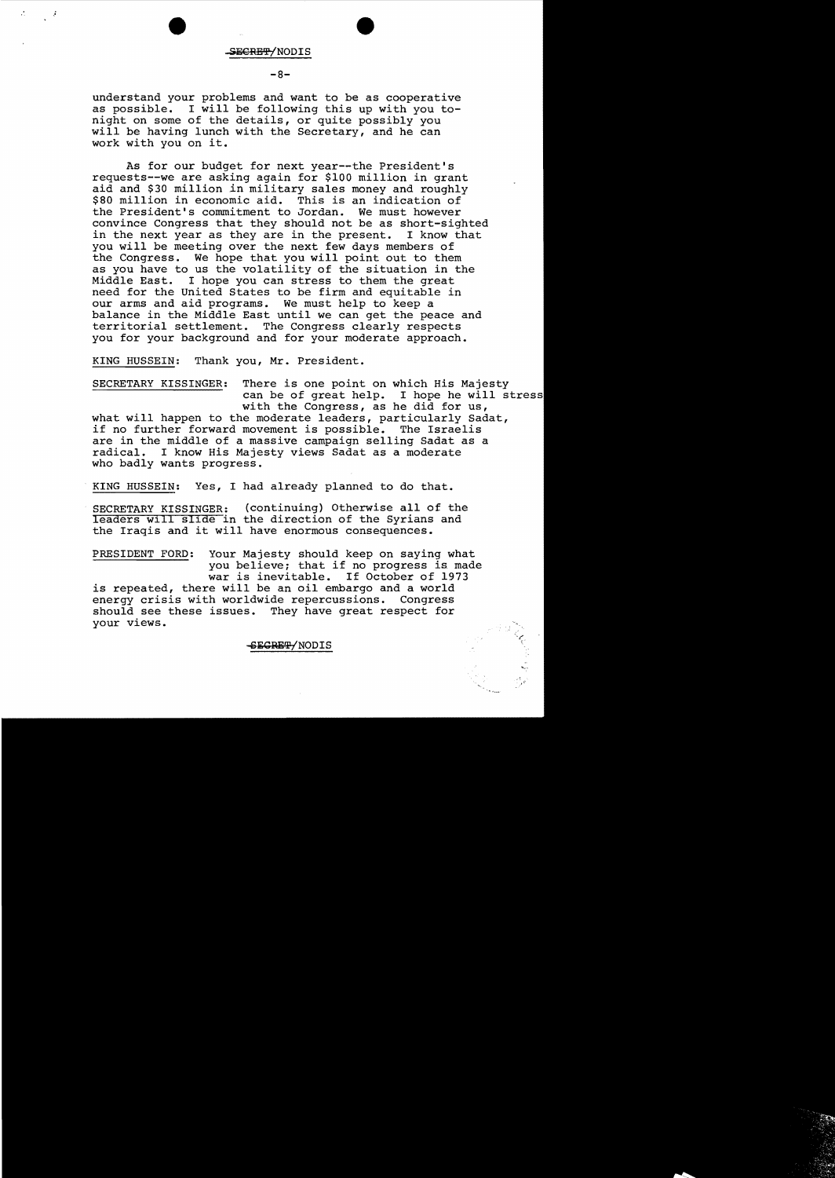understand your problems and want to be as cooperative as possible. I will be following this up with you tonight on some of the details, or quite possibly you will be having lunch with the Secretary, and he can work with you on it.

As for our budget for next year--the President's requests--we are asking again for $100 million in grant aid and $30 million in military sales money and roughly $80 million in economic aid. This is an indication of the President's commitment to Jordan. We must however convince Congress that they should not be as short-sighted in the next year as they are in the present. I know that you will be meeting over the next few days members of the Congress. We hope that you will point out to them as you have to us the volatility of the situation in the Middle East. I hope you can stress to them the great need for the United States to be firm and equitable in our arms and aid programs. We must help to keep a balance in the Middle East until we can get the peace and territorial settlement. The Congress clearly respects you for your background and for your moderate approach.

KING HUSSEIN: Thank you, Mr. President.

SECRETARY KISSINGER: There is one point on which His Majesty can be of great help. I hope he will stress with the Congress, as he did for us, what will happen to the moderate leaders, particularly Sadat, if no further forward movement is possible. The Israelis are in the middle of a massive campaign selling Sadat as a radical. I know His Majesty views Sadat as a moderate who badly wants progress.

KING HUSSEIN: Yes, I had already planned to do that.

SECRETARY KISSINGER: (continuing) Otherwise all of the leaders will slide in the direction of the Syrians and the Iraqis and it will have enormous consequences.

PRESIDENT FORD: Your Majesty should keep on saying what you believe; that if no progress is made war is inevitable. If October of 1973 is repeated, there will be an oil embargo and a world energy crisis with worldwide repercussions. Congress should see these issues. They have great respect for your views.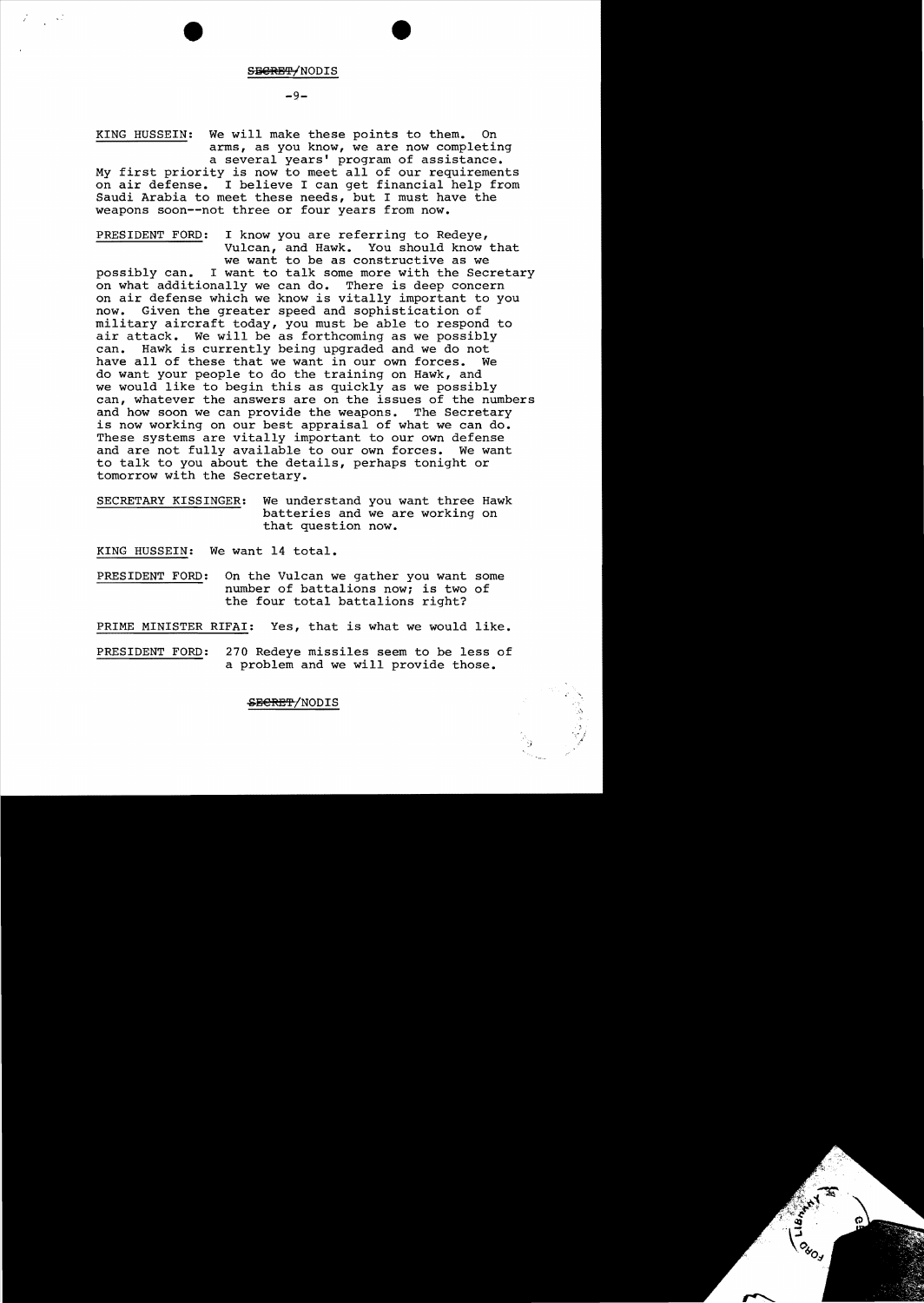SECRET/NODIS

KING HUSSEIN: We will make these points to them. On arms, as you know, we are now completing a several years' program of assistance. My first priority is now to meet all of our requirements on air defense. I believe I can get financial help from Saudi Arabia to meet these needs, but I must have the weapons soon--not three or four years from now.

PRESIDENT FORD: I know you are referring to Redeye, Vulcan, and Hawk. You should know that we want to be as constructive as we possibly can. I want to talk some more with the Secretary on what additionally we can do. There is deep concern on air defense which we know is vitally important to you now. Given the greater speed and sophistication of military aircraft today, you must be able to respond to air attack. We will be as forthcoming as we possibly can. Hawk is currently being upgraded and we do not have all of these that we want in our own forces. We do want your people to do the training on Hawk, and we would like to begin this as quickly as we possibly can, whatever the answers are on the issues of the numbers and how soon we can provide the weapons. The Secretary is now working on our best appraisal of what we can do. These systems are vitally important to our own defense and are not fully available to our own forces. We want to talk to you about the details, perhaps tonight or tomorrow with the Secretary.

SECRETARY KISSINGER: We understand you want three Hawk batteries and we are working on that question now.

KING HUSSEIN: We want 14 total.

PRESIDENT FORD: On the Vulcan we gather you want some number of battalions now; is two of the four total battalions right?

PRIME MINISTER RIFAI: Yes, that is what we would like.

PRESIDENT FORD: 270 Redeye missiles seem to be less of a problem and we will provide those.

SECRET/NODIS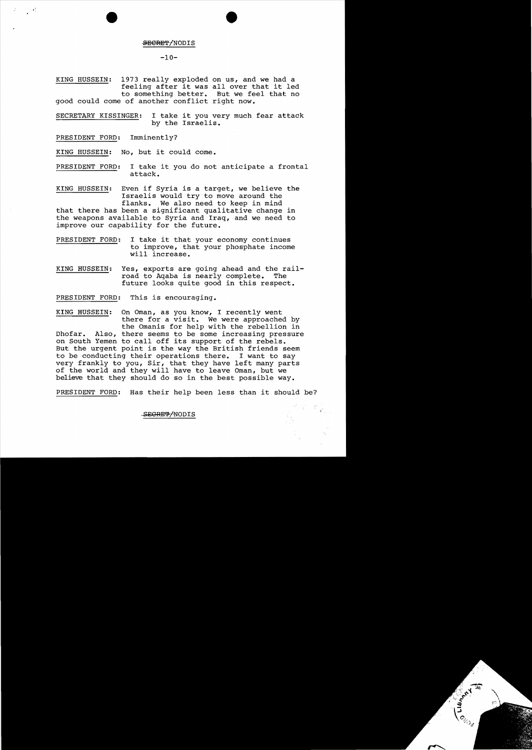SECRET/NODIS

KING HUSSEIN: 1973 really exploded on us, and we had a feeling after it was all over that it led to something better. But we feel that no good could come of another conflict right now.

SECRETARY KISSINGER: I take it you very much fear attack by the Israelis.

PRESIDENT FORD: Imminently?

KING HUSSEIN: No, but it could come.

PRESIDENT FORD: I take it you do not anticipate a frontal attack.

KING HUSSEIN: Even if Syria is a target, we believe the Israelis would try to move around the flanks. We also need to keep in mind that there has been a significant qualitative change in the weapons available to Syria and Iraq, and we need to improve our capability for the future.

PRESIDENT FORD: I take it that your economy continues to improve, that your phosphate income will increase.

KING HUSSEIN: Yes, exports are going ahead and the railroad to Aqaba is nearly complete. The future looks quite good in this respect.

PRESIDENT FORD: This is encouraging.

KING HUSSEIN: On Oman, as you know, I recently went there for a visit. We were approached by the Omanis for help with the rebellion in Dhofar. Also, there seems to be some increasing pressure on South Yemen to call off its support of the rebels. But the urgent point is the way the British friends seem to be conducting their operations there. I want to say very frankly to you, Sir, that they have left many parts of the world and they will have to leave Oman, but we believe that they should do so in the best possible way.

PRESIDENT FORD: Has their help been less than it should be?

SECRET/NODIS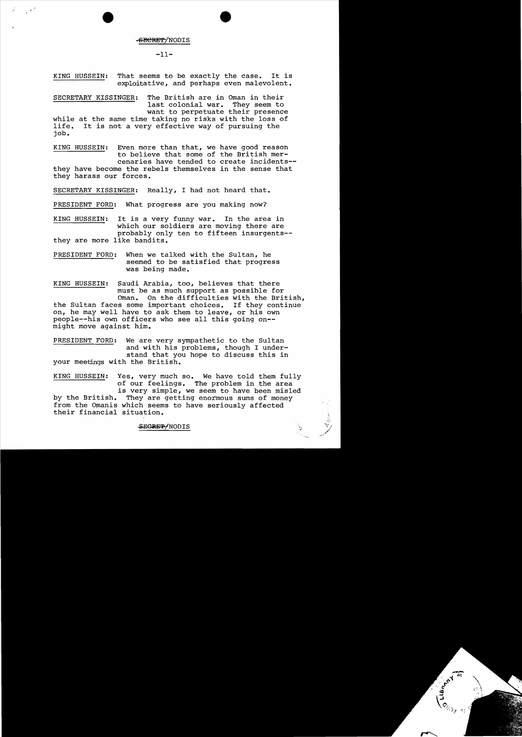SECRET/NODIS

KING HUSSEIN: That seems to be exactly the case. It is exploitative, and perhaps even malevolent.

SECRETARY KISSINGER: The British are in Oman in their last colonial war. They seem to want to perpetuate their presence while at the same time taking no risks with the loss of life. It is not a very effective way of pursuing the job.

KING HUSSEIN: Even more than that, we have good reason to believe that some of the British mercenaries have tended to create incidents--they have become the rebels themselves in the sense that they harass our forces.

SECRETARY KISSINGER: Really, I had not heard that.

PRESIDENT FORD: What progress are you making now?

KING HUSSEIN: It is a very funny war. In the area in which our soldiers are moving there are probably only ten to fifteen insurgents--they are more like bandits.

PRESIDENT FORD: When we talked with the Sultan, he seemed to be satisfied that progress was being made.

KING HUSSEIN: Saudi Arabia, too, believes that there must be as much support as possible for Oman. On the difficulties with the British, the Sultan faces some important choices. If they continue on, he may well have to ask them to leave, or his own people--his own officers who see all this going on--might move against him.

PRESIDENT FORD: We are very sympathetic to the Sultan and with his problems, though I understand that you hope to discuss this in your meetings with the British.

KING HUSSEIN: Yes, very much so. We have told them fully of our feelings. The problem in the area is very simple, we seem to have been misled by the British. They are getting enormous sums of money from the Omanis which seems to have seriously affected their financial situation.

SECRET/NODIS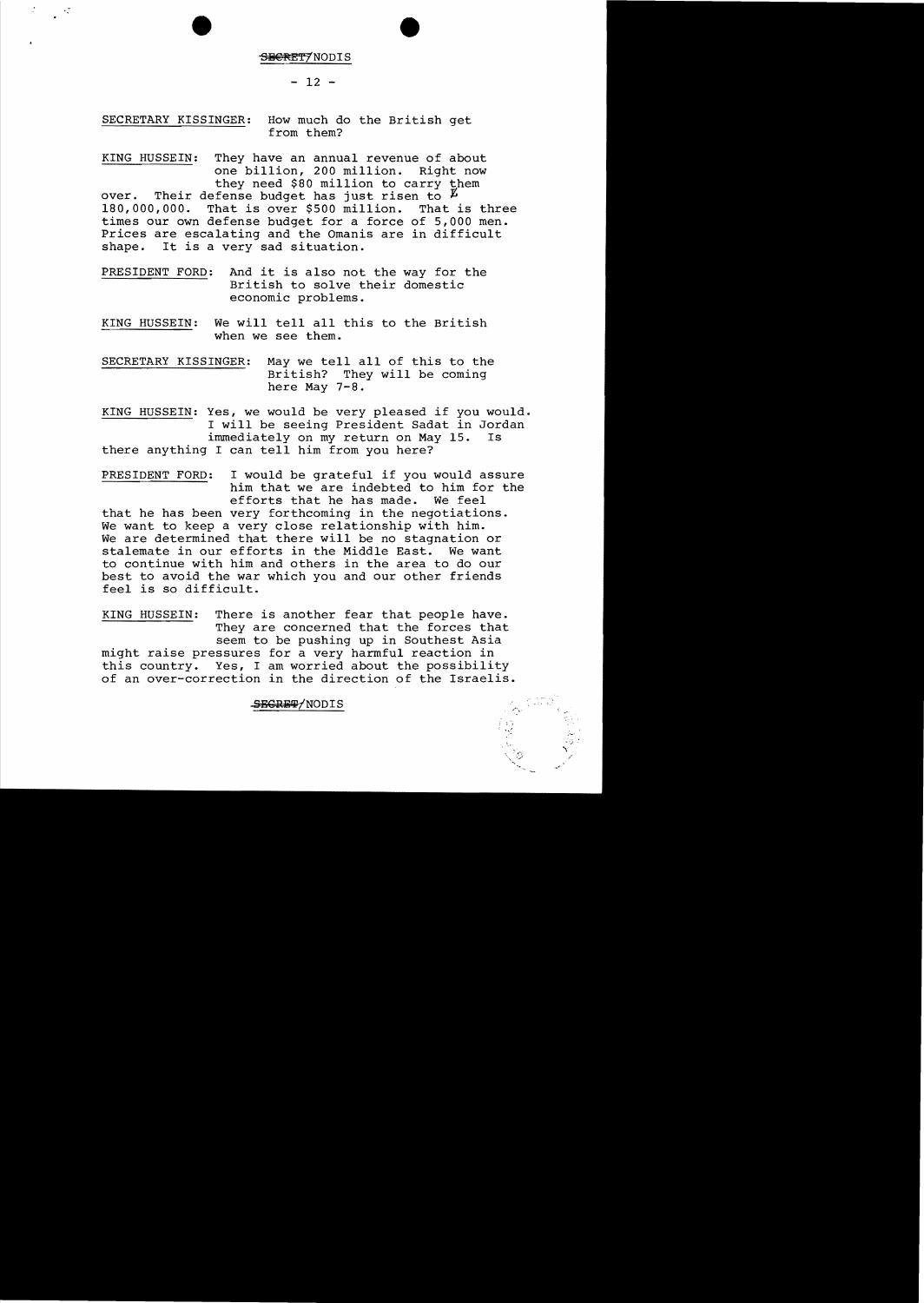SECRET/NODIS

SECRETARY KISSINGER: How much do the British get from them?

KING HUSSEIN: They have an annual revenue of about one billion, 200 million. Right now they need $80 million to carry them over. Their defense budget has just risen to £ 180,000,000. That is over $500 million. That is three times our own defense budget for a force of 5,000 men. Prices are escalating and the Omanis are in difficult shape. It is a very sad situation.

PRESIDENT FORD: And it is also not the way for the British to solve their domestic economic problems.

KING HUSSEIN: We will tell all this to the British when we see them.

SECRETARY KISSINGER: May we tell all of this to the British? They will be coming here May 7-8.

KING HUSSEIN: Yes, we would be very pleased if you would. I will be seeing President Sadat in Jordan immediately on my return on May 15. Is there anything I can tell him from you here?

PRESIDENT FORD: I would be grateful if you would assure him that we are indebted to him for the efforts that he has made. We feel that he has been very forthcoming in the negotiations. We want to keep a very close relationship with him. We are determined that there will be no stagnation or stalemate in our efforts in the Middle East. We want to continue with him and others in the area to do our best to avoid the war which you and our other friends feel is so difficult.

KING HUSSEIN: There is another fear that people have. They are concerned that the forces that seem to be pushing up in Southest Asia might raise pressures for a very harmful reaction in this country. Yes, I am worried about the possibility of an over-correction in the direction of the Israelis.

SECRET/NODIS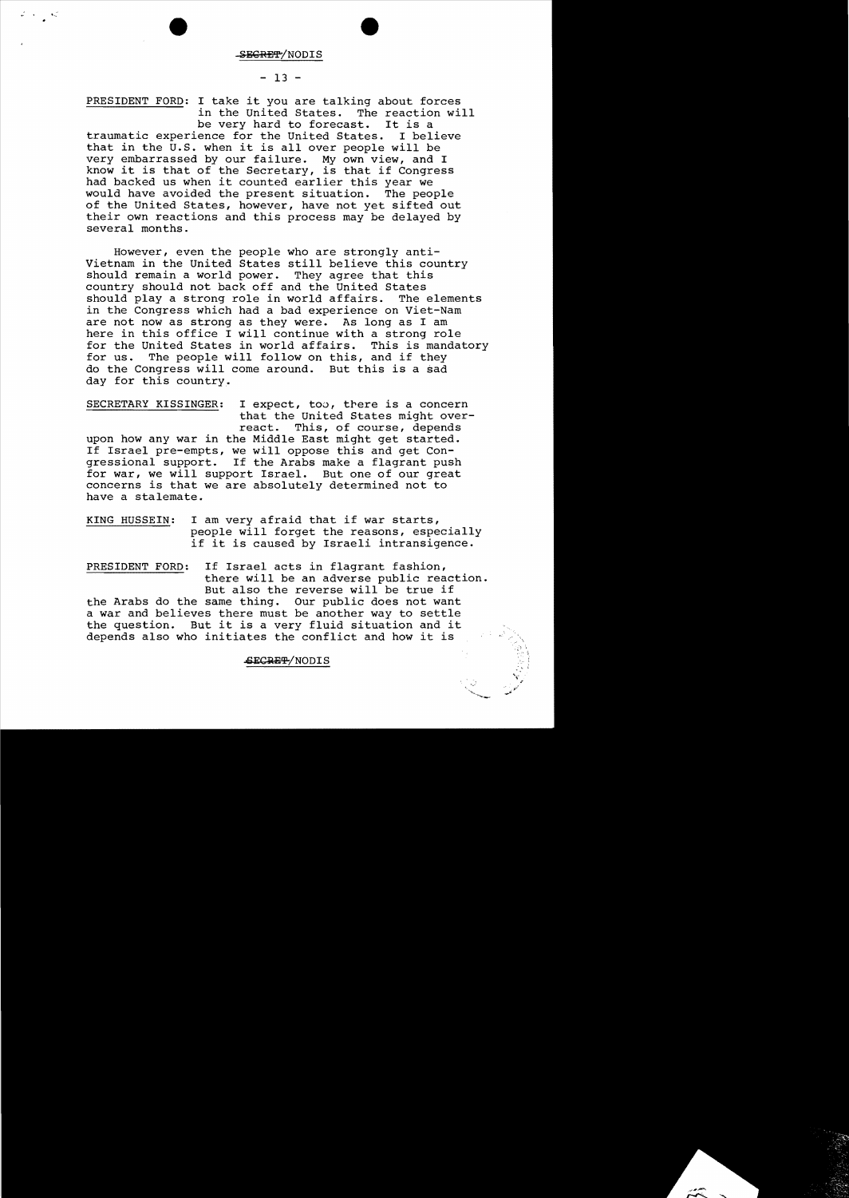PRESIDENT FORD: I take it you are talking about forces in the United States. The reaction will be very hard to forecast. It is a traumatic experience for the United States. I believe that in the U.S. when it is all over people will be very embarrassed by our failure. My own view, and I know it is that of the Secretary, is that if Congress had backed us when it counted earlier this year we would have avoided the present situation. The people of the United States, however, have not yet sifted out their own reactions and this process may be delayed by several months.

However, even the people who are strongly anti-Vietnam in the United States still believe this country should remain a world power. They agree that this country should not back off and the United States should play a strong role in world affairs. The elements in the Congress which had a bad experience on Viet-Nam are not now as strong as they were. As long as I am here in this office I will continue with a strong role for the United States in world affairs. This is mandatory for us. The people will follow on this, and if they do the Congress will come around. But this is a sad day for this country.

SECRETARY KISSINGER: I expect, too, there is a concern that the United States might overreact. This, of course, depends upon how any war in the Middle East might get started. If Israel pre-empts, we will oppose this and get Congressional support. If the Arabs make a flagrant push for war, we will support Israel. But one of our great concerns is that we are absolutely determined not to have a stalemate.

KING HUSSEIN: I am very afraid that if war starts, people will forget the reasons, especially if it is caused by Israeli intransigence.

PRESIDENT FORD: If Israel acts in flagrant fashion, there will be an adverse public reaction. But also the reverse will be true if the Arabs do the same thing. Our public does not want a war and believes there must be another way to settle the question. But it is a very fluid situation and it depends also who initiates the conflict and how it is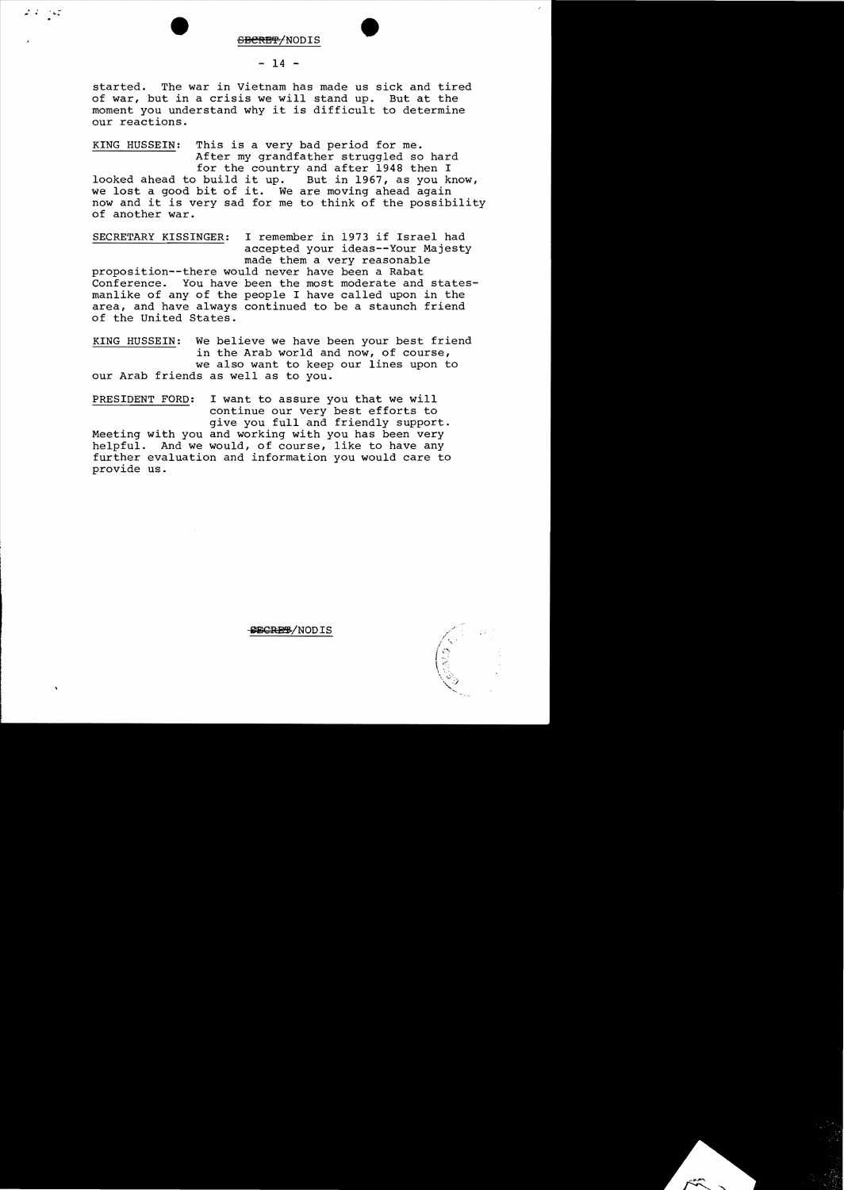started. The war in Vietnam has made us sick and tired of war, but in a crisis we will stand up. But at the moment you understand why it is difficult to determine our reactions.

KING HUSSEIN: This is a very bad period for me. After my grandfather struggled so hard for the country and after 1948 then I looked ahead to build it up. But in 1967, as you know, we lost a good bit of it. We are moving ahead again now and it is very sad for me to think of the possibility of another war.

SECRETARY KISSINGER: I remember in 1973 if Israel had accepted your ideas--Your Majesty made them a very reasonable proposition--there would never have been a Rabat Conference. You have been the most moderate and statesmanlike of any of the people I have called upon in the area, and have always continued to be a staunch friend of the United States.

KING HUSSEIN: We believe we have been your best friend in the Arab world and now, of course, we also want to keep our lines upon to our Arab friends as well as to you.

PRESIDENT FORD: I want to assure you that we will continue our very best efforts to give you full and friendly support. Meeting with you and working with you has been very helpful. And we would, of course, like to have any further evaluation and information you would care to provide us.